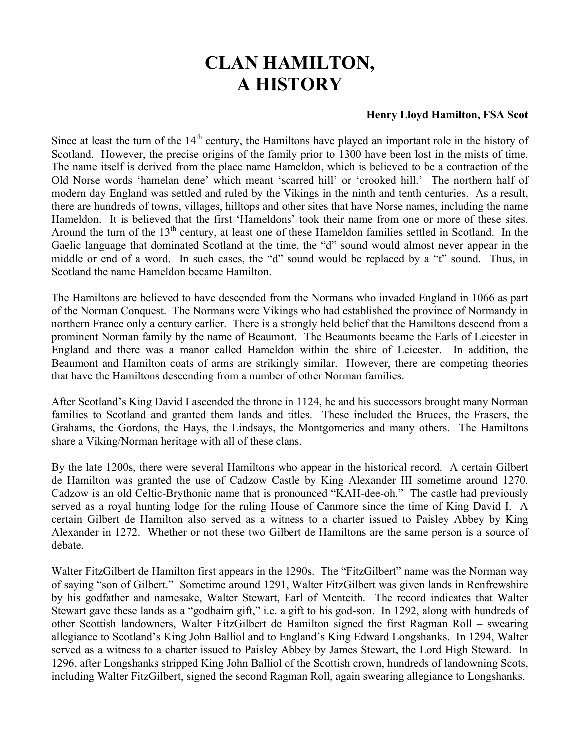# CLAN HAMILTON, A HISTORY

**Henry Lloyd Hamilton, FSA Scot**

Since at least the turn of the $14^{th}$ century, the Hamiltons have played an important role in the history of Scotland. However, the precise origins of the family prior to 1300 have been lost in the mists of time. The name itself is derived from the place name Hameldon, which is believed to be a contraction of the Old Norse words 'hamelan dene' which meant 'scarred hill' or 'crooked hill.' The northern half of modern day England was settled and ruled by the Vikings in the ninth and tenth centuries. As a result, there are hundreds of towns, villages, hilltops and other sites that have Norse names, including the name Hameldon. It is believed that the first 'Hameldons' took their name from one or more of these sites. Around the turn of the $13^{th}$ century, at least one of these Hameldon families settled in Scotland. In the Gaelic language that dominated Scotland at the time, the "d" sound would almost never appear in the middle or end of a word. In such cases, the "d" sound would be replaced by a "t" sound. Thus, in Scotland the name Hameldon became Hamilton.

The Hamiltons are believed to have descended from the Normans who invaded England in 1066 as part of the Norman Conquest. The Normans were Vikings who had established the province of Normandy in northern France only a century earlier. There is a strongly held belief that the Hamiltons descend from a prominent Norman family by the name of Beaumont. The Beaumonts became the Earls of Leicester in England and there was a manor called Hameldon within the shire of Leicester. In addition, the Beaumont and Hamilton coats of arms are strikingly similar. However, there are competing theories that have the Hamiltons descending from a number of other Norman families.

After Scotland's King David I ascended the throne in 1124, he and his successors brought many Norman families to Scotland and granted them lands and titles. These included the Bruces, the Frasers, the Grahams, the Gordons, the Hays, the Lindsays, the Montgomeries and many others. The Hamiltons share a Viking/Norman heritage with all of these clans.

By the late 1200s, there were several Hamiltons who appear in the historical record. A certain Gilbert de Hamilton was granted the use of Cadzow Castle by King Alexander III sometime around 1270. Cadzow is an old Celtic-Brythonic name that is pronounced "KAH-dee-oh." The castle had previously served as a royal hunting lodge for the ruling House of Canmore since the time of King David I. A certain Gilbert de Hamilton also served as a witness to a charter issued to Paisley Abbey by King Alexander in 1272. Whether or not these two Gilbert de Hamiltons are the same person is a source of debate.

Walter FitzGilbert de Hamilton first appears in the 1290s. The "FitzGilbert" name was the Norman way of saying "son of Gilbert." Sometime around 1291, Walter FitzGilbert was given lands in Renfrewshire by his godfather and namesake, Walter Stewart, Earl of Menteith. The record indicates that Walter Stewart gave these lands as a "godbairn gift," i.e. a gift to his god-son. In 1292, along with hundreds of other Scottish landowners, Walter FitzGilbert de Hamilton signed the first Ragman Roll – swearing allegiance to Scotland's King John Balliol and to England's King Edward Longshanks. In 1294, Walter served as a witness to a charter issued to Paisley Abbey by James Stewart, the Lord High Steward. In 1296, after Longshanks stripped King John Balliol of the Scottish crown, hundreds of landowning Scots, including Walter FitzGilbert, signed the second Ragman Roll, again swearing allegiance to Longshanks.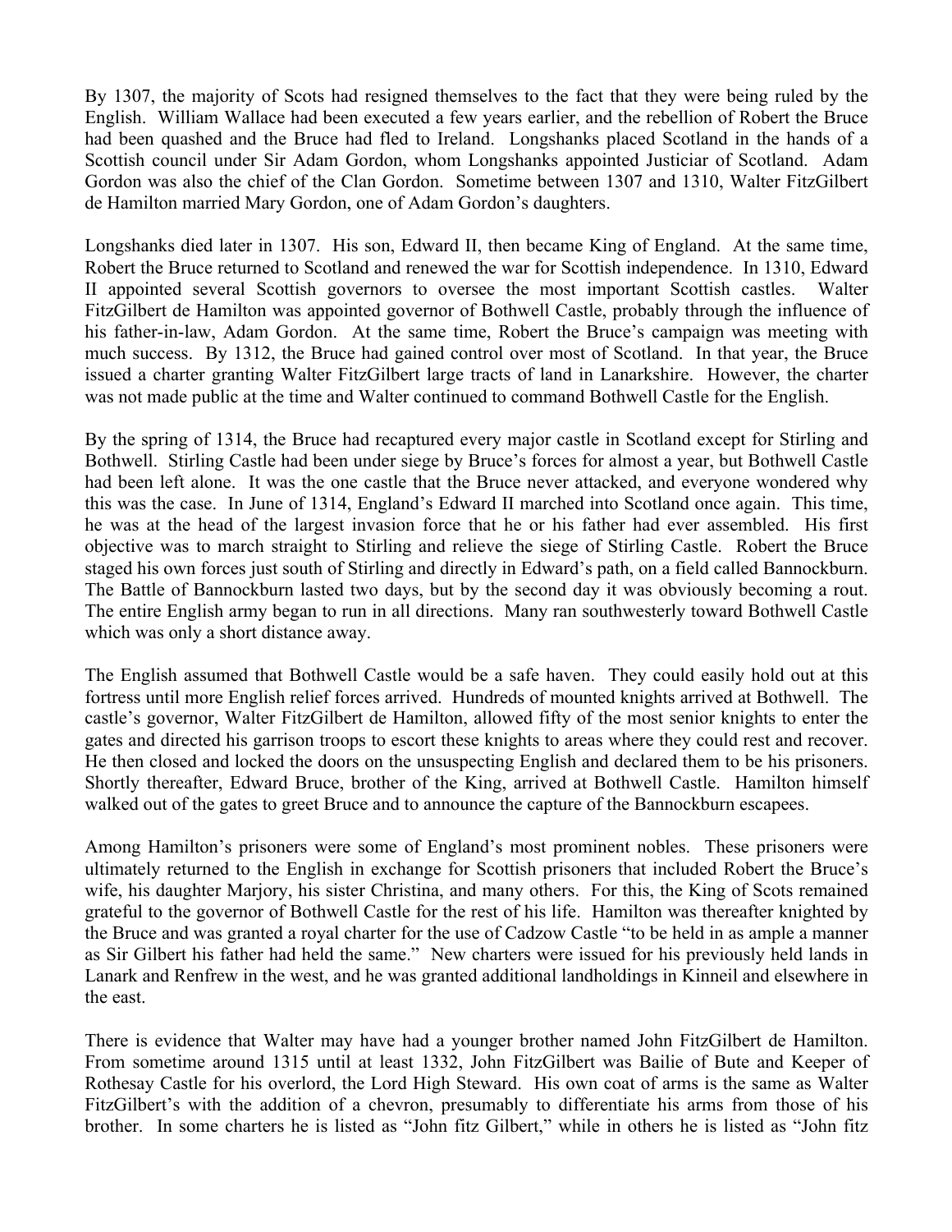By 1307, the majority of Scots had resigned themselves to the fact that they were being ruled by the English. William Wallace had been executed a few years earlier, and the rebellion of Robert the Bruce had been quashed and the Bruce had fled to Ireland. Longshanks placed Scotland in the hands of a Scottish council under Sir Adam Gordon, whom Longshanks appointed Justiciar of Scotland. Adam Gordon was also the chief of the Clan Gordon. Sometime between 1307 and 1310, Walter FitzGilbert de Hamilton married Mary Gordon, one of Adam Gordon's daughters.

Longshanks died later in 1307. His son, Edward II, then became King of England. At the same time, Robert the Bruce returned to Scotland and renewed the war for Scottish independence. In 1310, Edward II appointed several Scottish governors to oversee the most important Scottish castles. Walter FitzGilbert de Hamilton was appointed governor of Bothwell Castle, probably through the influence of his father-in-law, Adam Gordon. At the same time, Robert the Bruce's campaign was meeting with much success. By 1312, the Bruce had gained control over most of Scotland. In that year, the Bruce issued a charter granting Walter FitzGilbert large tracts of land in Lanarkshire. However, the charter was not made public at the time and Walter continued to command Bothwell Castle for the English.

By the spring of 1314, the Bruce had recaptured every major castle in Scotland except for Stirling and Bothwell. Stirling Castle had been under siege by Bruce's forces for almost a year, but Bothwell Castle had been left alone. It was the one castle that the Bruce never attacked, and everyone wondered why this was the case. In June of 1314, England's Edward II marched into Scotland once again. This time, he was at the head of the largest invasion force that he or his father had ever assembled. His first objective was to march straight to Stirling and relieve the siege of Stirling Castle. Robert the Bruce staged his own forces just south of Stirling and directly in Edward's path, on a field called Bannockburn. The Battle of Bannockburn lasted two days, but by the second day it was obviously becoming a rout. The entire English army began to run in all directions. Many ran southwesterly toward Bothwell Castle which was only a short distance away.

The English assumed that Bothwell Castle would be a safe haven. They could easily hold out at this fortress until more English relief forces arrived. Hundreds of mounted knights arrived at Bothwell. The castle's governor, Walter FitzGilbert de Hamilton, allowed fifty of the most senior knights to enter the gates and directed his garrison troops to escort these knights to areas where they could rest and recover. He then closed and locked the doors on the unsuspecting English and declared them to be his prisoners. Shortly thereafter, Edward Bruce, brother of the King, arrived at Bothwell Castle. Hamilton himself walked out of the gates to greet Bruce and to announce the capture of the Bannockburn escapees.

Among Hamilton's prisoners were some of England's most prominent nobles. These prisoners were ultimately returned to the English in exchange for Scottish prisoners that included Robert the Bruce's wife, his daughter Marjory, his sister Christina, and many others. For this, the King of Scots remained grateful to the governor of Bothwell Castle for the rest of his life. Hamilton was thereafter knighted by the Bruce and was granted a royal charter for the use of Cadzow Castle "to be held in as ample a manner as Sir Gilbert his father had held the same." New charters were issued for his previously held lands in Lanark and Renfrew in the west, and he was granted additional landholdings in Kinneil and elsewhere in the east.

There is evidence that Walter may have had a younger brother named John FitzGilbert de Hamilton. From sometime around 1315 until at least 1332, John FitzGilbert was Bailie of Bute and Keeper of Rothesay Castle for his overlord, the Lord High Steward. His own coat of arms is the same as Walter FitzGilbert's with the addition of a chevron, presumably to differentiate his arms from those of his brother. In some charters he is listed as "John fitz Gilbert," while in others he is listed as "John fitz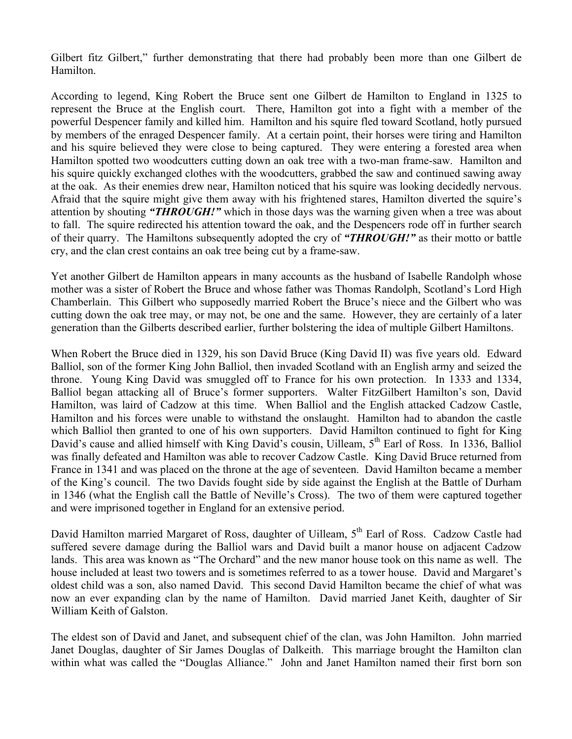Gilbert fitz Gilbert," further demonstrating that there had probably been more than one Gilbert de Hamilton.

According to legend, King Robert the Bruce sent one Gilbert de Hamilton to England in 1325 to represent the Bruce at the English court. There, Hamilton got into a fight with a member of the powerful Despencer family and killed him. Hamilton and his squire fled toward Scotland, hotly pursued by members of the enraged Despencer family. At a certain point, their horses were tiring and Hamilton and his squire believed they were close to being captured. They were entering a forested area when Hamilton spotted two woodcutters cutting down an oak tree with a two-man frame-saw. Hamilton and his squire quickly exchanged clothes with the woodcutters, grabbed the saw and continued sawing away at the oak. As their enemies drew near, Hamilton noticed that his squire was looking decidedly nervous. Afraid that the squire might give them away with his frightened stares, Hamilton diverted the squire's attention by shouting ***"THROUGH!"*** which in those days was the warning given when a tree was about to fall. The squire redirected his attention toward the oak, and the Despencers rode off in further search of their quarry. The Hamiltons subsequently adopted the cry of ***"THROUGH!"*** as their motto or battle cry, and the clan crest contains an oak tree being cut by a frame-saw.

Yet another Gilbert de Hamilton appears in many accounts as the husband of Isabelle Randolph whose mother was a sister of Robert the Bruce and whose father was Thomas Randolph, Scotland's Lord High Chamberlain. This Gilbert who supposedly married Robert the Bruce's niece and the Gilbert who was cutting down the oak tree may, or may not, be one and the same. However, they are certainly of a later generation than the Gilberts described earlier, further bolstering the idea of multiple Gilbert Hamiltons.

When Robert the Bruce died in 1329, his son David Bruce (King David II) was five years old. Edward Balliol, son of the former King John Balliol, then invaded Scotland with an English army and seized the throne. Young King David was smuggled off to France for his own protection. In 1333 and 1334, Balliol began attacking all of Bruce's former supporters. Walter FitzGilbert Hamilton's son, David Hamilton, was laird of Cadzow at this time. When Balliol and the English attacked Cadzow Castle, Hamilton and his forces were unable to withstand the onslaught. Hamilton had to abandon the castle which Balliol then granted to one of his own supporters. David Hamilton continued to fight for King David's cause and allied himself with King David's cousin, Uilleam, 5th Earl of Ross. In 1336, Balliol was finally defeated and Hamilton was able to recover Cadzow Castle. King David Bruce returned from France in 1341 and was placed on the throne at the age of seventeen. David Hamilton became a member of the King's council. The two Davids fought side by side against the English at the Battle of Durham in 1346 (what the English call the Battle of Neville's Cross). The two of them were captured together and were imprisoned together in England for an extensive period.

David Hamilton married Margaret of Ross, daughter of Uilleam, 5th Earl of Ross. Cadzow Castle had suffered severe damage during the Balliol wars and David built a manor house on adjacent Cadzow lands. This area was known as "The Orchard" and the new manor house took on this name as well. The house included at least two towers and is sometimes referred to as a tower house. David and Margaret's oldest child was a son, also named David. This second David Hamilton became the chief of what was now an ever expanding clan by the name of Hamilton. David married Janet Keith, daughter of Sir William Keith of Galston.

The eldest son of David and Janet, and subsequent chief of the clan, was John Hamilton. John married Janet Douglas, daughter of Sir James Douglas of Dalkeith. This marriage brought the Hamilton clan within what was called the "Douglas Alliance." John and Janet Hamilton named their first born son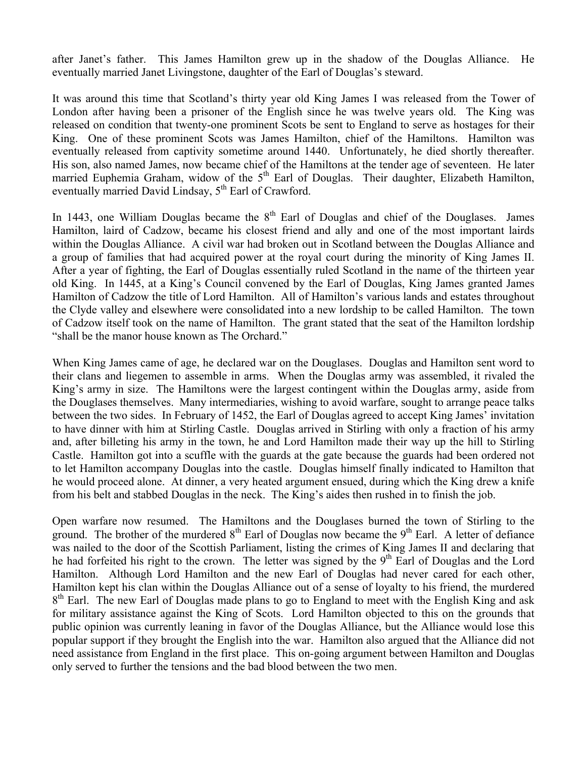after Janet's father. This James Hamilton grew up in the shadow of the Douglas Alliance. He eventually married Janet Livingstone, daughter of the Earl of Douglas's steward.

It was around this time that Scotland's thirty year old King James I was released from the Tower of London after having been a prisoner of the English since he was twelve years old. The King was released on condition that twenty-one prominent Scots be sent to England to serve as hostages for their King. One of these prominent Scots was James Hamilton, chief of the Hamiltons. Hamilton was eventually released from captivity sometime around 1440. Unfortunately, he died shortly thereafter. His son, also named James, now became chief of the Hamiltons at the tender age of seventeen. He later married Euphemia Graham, widow of the 5th Earl of Douglas. Their daughter, Elizabeth Hamilton, eventually married David Lindsay, 5th Earl of Crawford.

In 1443, one William Douglas became the 8th Earl of Douglas and chief of the Douglases. James Hamilton, laird of Cadzow, became his closest friend and ally and one of the most important lairds within the Douglas Alliance. A civil war had broken out in Scotland between the Douglas Alliance and a group of families that had acquired power at the royal court during the minority of King James II. After a year of fighting, the Earl of Douglas essentially ruled Scotland in the name of the thirteen year old King. In 1445, at a King's Council convened by the Earl of Douglas, King James granted James Hamilton of Cadzow the title of Lord Hamilton. All of Hamilton's various lands and estates throughout the Clyde valley and elsewhere were consolidated into a new lordship to be called Hamilton. The town of Cadzow itself took on the name of Hamilton. The grant stated that the seat of the Hamilton lordship "shall be the manor house known as The Orchard."

When King James came of age, he declared war on the Douglases. Douglas and Hamilton sent word to their clans and liegemen to assemble in arms. When the Douglas army was assembled, it rivaled the King's army in size. The Hamiltons were the largest contingent within the Douglas army, aside from the Douglases themselves. Many intermediaries, wishing to avoid warfare, sought to arrange peace talks between the two sides. In February of 1452, the Earl of Douglas agreed to accept King James' invitation to have dinner with him at Stirling Castle. Douglas arrived in Stirling with only a fraction of his army and, after billeting his army in the town, he and Lord Hamilton made their way up the hill to Stirling Castle. Hamilton got into a scuffle with the guards at the gate because the guards had been ordered not to let Hamilton accompany Douglas into the castle. Douglas himself finally indicated to Hamilton that he would proceed alone. At dinner, a very heated argument ensued, during which the King drew a knife from his belt and stabbed Douglas in the neck. The King's aides then rushed in to finish the job.

Open warfare now resumed. The Hamiltons and the Douglases burned the town of Stirling to the ground. The brother of the murdered 8th Earl of Douglas now became the 9th Earl. A letter of defiance was nailed to the door of the Scottish Parliament, listing the crimes of King James II and declaring that he had forfeited his right to the crown. The letter was signed by the 9th Earl of Douglas and the Lord Hamilton. Although Lord Hamilton and the new Earl of Douglas had never cared for each other, Hamilton kept his clan within the Douglas Alliance out of a sense of loyalty to his friend, the murdered 8th Earl. The new Earl of Douglas made plans to go to England to meet with the English King and ask for military assistance against the King of Scots. Lord Hamilton objected to this on the grounds that public opinion was currently leaning in favor of the Douglas Alliance, but the Alliance would lose this popular support if they brought the English into the war. Hamilton also argued that the Alliance did not need assistance from England in the first place. This on-going argument between Hamilton and Douglas only served to further the tensions and the bad blood between the two men.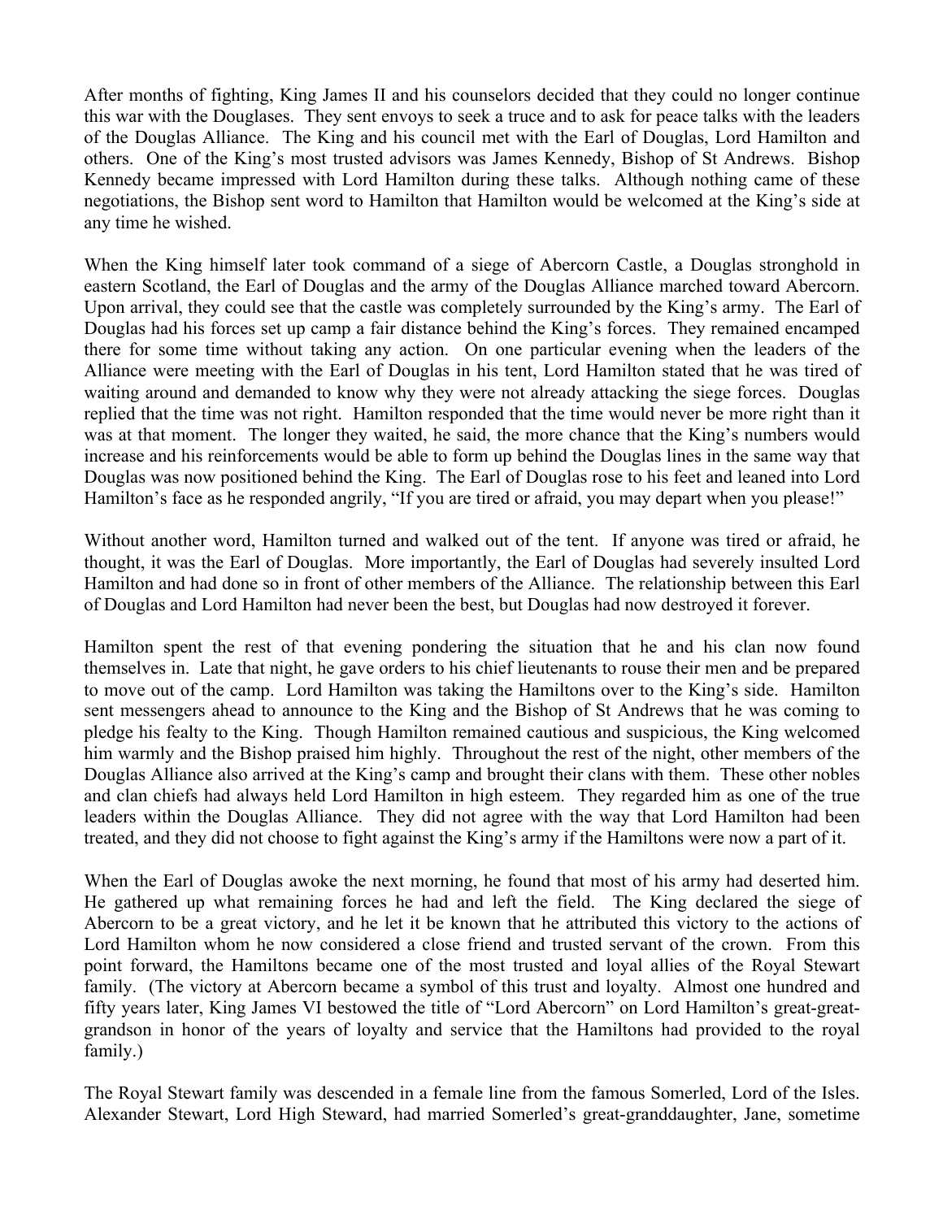After months of fighting, King James II and his counselors decided that they could no longer continue this war with the Douglases. They sent envoys to seek a truce and to ask for peace talks with the leaders of the Douglas Alliance. The King and his council met with the Earl of Douglas, Lord Hamilton and others. One of the King's most trusted advisors was James Kennedy, Bishop of St Andrews. Bishop Kennedy became impressed with Lord Hamilton during these talks. Although nothing came of these negotiations, the Bishop sent word to Hamilton that Hamilton would be welcomed at the King's side at any time he wished.

When the King himself later took command of a siege of Abercorn Castle, a Douglas stronghold in eastern Scotland, the Earl of Douglas and the army of the Douglas Alliance marched toward Abercorn. Upon arrival, they could see that the castle was completely surrounded by the King's army. The Earl of Douglas had his forces set up camp a fair distance behind the King's forces. They remained encamped there for some time without taking any action. On one particular evening when the leaders of the Alliance were meeting with the Earl of Douglas in his tent, Lord Hamilton stated that he was tired of waiting around and demanded to know why they were not already attacking the siege forces. Douglas replied that the time was not right. Hamilton responded that the time would never be more right than it was at that moment. The longer they waited, he said, the more chance that the King's numbers would increase and his reinforcements would be able to form up behind the Douglas lines in the same way that Douglas was now positioned behind the King. The Earl of Douglas rose to his feet and leaned into Lord Hamilton's face as he responded angrily, "If you are tired or afraid, you may depart when you please!"

Without another word, Hamilton turned and walked out of the tent. If anyone was tired or afraid, he thought, it was the Earl of Douglas. More importantly, the Earl of Douglas had severely insulted Lord Hamilton and had done so in front of other members of the Alliance. The relationship between this Earl of Douglas and Lord Hamilton had never been the best, but Douglas had now destroyed it forever.

Hamilton spent the rest of that evening pondering the situation that he and his clan now found themselves in. Late that night, he gave orders to his chief lieutenants to rouse their men and be prepared to move out of the camp. Lord Hamilton was taking the Hamiltons over to the King's side. Hamilton sent messengers ahead to announce to the King and the Bishop of St Andrews that he was coming to pledge his fealty to the King. Though Hamilton remained cautious and suspicious, the King welcomed him warmly and the Bishop praised him highly. Throughout the rest of the night, other members of the Douglas Alliance also arrived at the King's camp and brought their clans with them. These other nobles and clan chiefs had always held Lord Hamilton in high esteem. They regarded him as one of the true leaders within the Douglas Alliance. They did not agree with the way that Lord Hamilton had been treated, and they did not choose to fight against the King's army if the Hamiltons were now a part of it.

When the Earl of Douglas awoke the next morning, he found that most of his army had deserted him. He gathered up what remaining forces he had and left the field. The King declared the siege of Abercorn to be a great victory, and he let it be known that he attributed this victory to the actions of Lord Hamilton whom he now considered a close friend and trusted servant of the crown. From this point forward, the Hamiltons became one of the most trusted and loyal allies of the Royal Stewart family. (The victory at Abercorn became a symbol of this trust and loyalty. Almost one hundred and fifty years later, King James VI bestowed the title of "Lord Abercorn" on Lord Hamilton's great-great-grandson in honor of the years of loyalty and service that the Hamiltons had provided to the royal family.)

The Royal Stewart family was descended in a female line from the famous Somerled, Lord of the Isles. Alexander Stewart, Lord High Steward, had married Somerled's great-granddaughter, Jane, sometime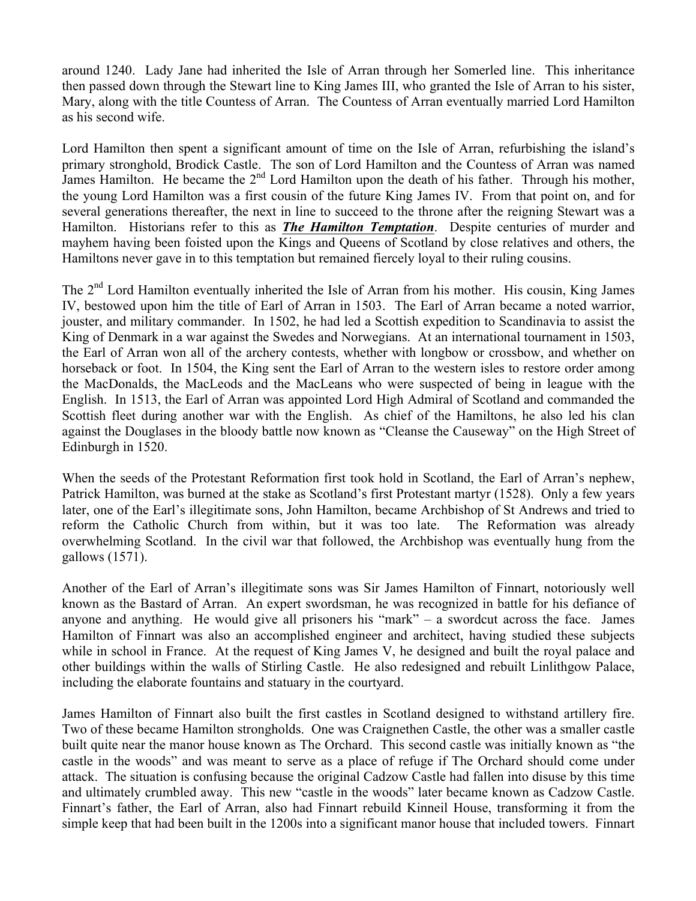around 1240. Lady Jane had inherited the Isle of Arran through her Somerled line. This inheritance then passed down through the Stewart line to King James III, who granted the Isle of Arran to his sister, Mary, along with the title Countess of Arran. The Countess of Arran eventually married Lord Hamilton as his second wife.

Lord Hamilton then spent a significant amount of time on the Isle of Arran, refurbishing the island's primary stronghold, Brodick Castle. The son of Lord Hamilton and the Countess of Arran was named James Hamilton. He became the 2nd Lord Hamilton upon the death of his father. Through his mother, the young Lord Hamilton was a first cousin of the future King James IV. From that point on, and for several generations thereafter, the next in line to succeed to the throne after the reigning Stewart was a Hamilton. Historians refer to this as ***The Hamilton Temptation***. Despite centuries of murder and mayhem having been foisted upon the Kings and Queens of Scotland by close relatives and others, the Hamiltons never gave in to this temptation but remained fiercely loyal to their ruling cousins.

The 2nd Lord Hamilton eventually inherited the Isle of Arran from his mother. His cousin, King James IV, bestowed upon him the title of Earl of Arran in 1503. The Earl of Arran became a noted warrior, jouster, and military commander. In 1502, he had led a Scottish expedition to Scandinavia to assist the King of Denmark in a war against the Swedes and Norwegians. At an international tournament in 1503, the Earl of Arran won all of the archery contests, whether with longbow or crossbow, and whether on horseback or foot. In 1504, the King sent the Earl of Arran to the western isles to restore order among the MacDonalds, the MacLeods and the MacLeans who were suspected of being in league with the English. In 1513, the Earl of Arran was appointed Lord High Admiral of Scotland and commanded the Scottish fleet during another war with the English. As chief of the Hamiltons, he also led his clan against the Douglases in the bloody battle now known as "Cleanse the Causeway" on the High Street of Edinburgh in 1520.

When the seeds of the Protestant Reformation first took hold in Scotland, the Earl of Arran's nephew, Patrick Hamilton, was burned at the stake as Scotland's first Protestant martyr (1528). Only a few years later, one of the Earl's illegitimate sons, John Hamilton, became Archbishop of St Andrews and tried to reform the Catholic Church from within, but it was too late. The Reformation was already overwhelming Scotland. In the civil war that followed, the Archbishop was eventually hung from the gallows (1571).

Another of the Earl of Arran's illegitimate sons was Sir James Hamilton of Finnart, notoriously well known as the Bastard of Arran. An expert swordsman, he was recognized in battle for his defiance of anyone and anything. He would give all prisoners his "mark" – a swordcut across the face. James Hamilton of Finnart was also an accomplished engineer and architect, having studied these subjects while in school in France. At the request of King James V, he designed and built the royal palace and other buildings within the walls of Stirling Castle. He also redesigned and rebuilt Linlithgow Palace, including the elaborate fountains and statuary in the courtyard.

James Hamilton of Finnart also built the first castles in Scotland designed to withstand artillery fire. Two of these became Hamilton strongholds. One was Craignethen Castle, the other was a smaller castle built quite near the manor house known as The Orchard. This second castle was initially known as "the castle in the woods" and was meant to serve as a place of refuge if The Orchard should come under attack. The situation is confusing because the original Cadzow Castle had fallen into disuse by this time and ultimately crumbled away. This new "castle in the woods" later became known as Cadzow Castle. Finnart's father, the Earl of Arran, also had Finnart rebuild Kinneil House, transforming it from the simple keep that had been built in the 1200s into a significant manor house that included towers. Finnart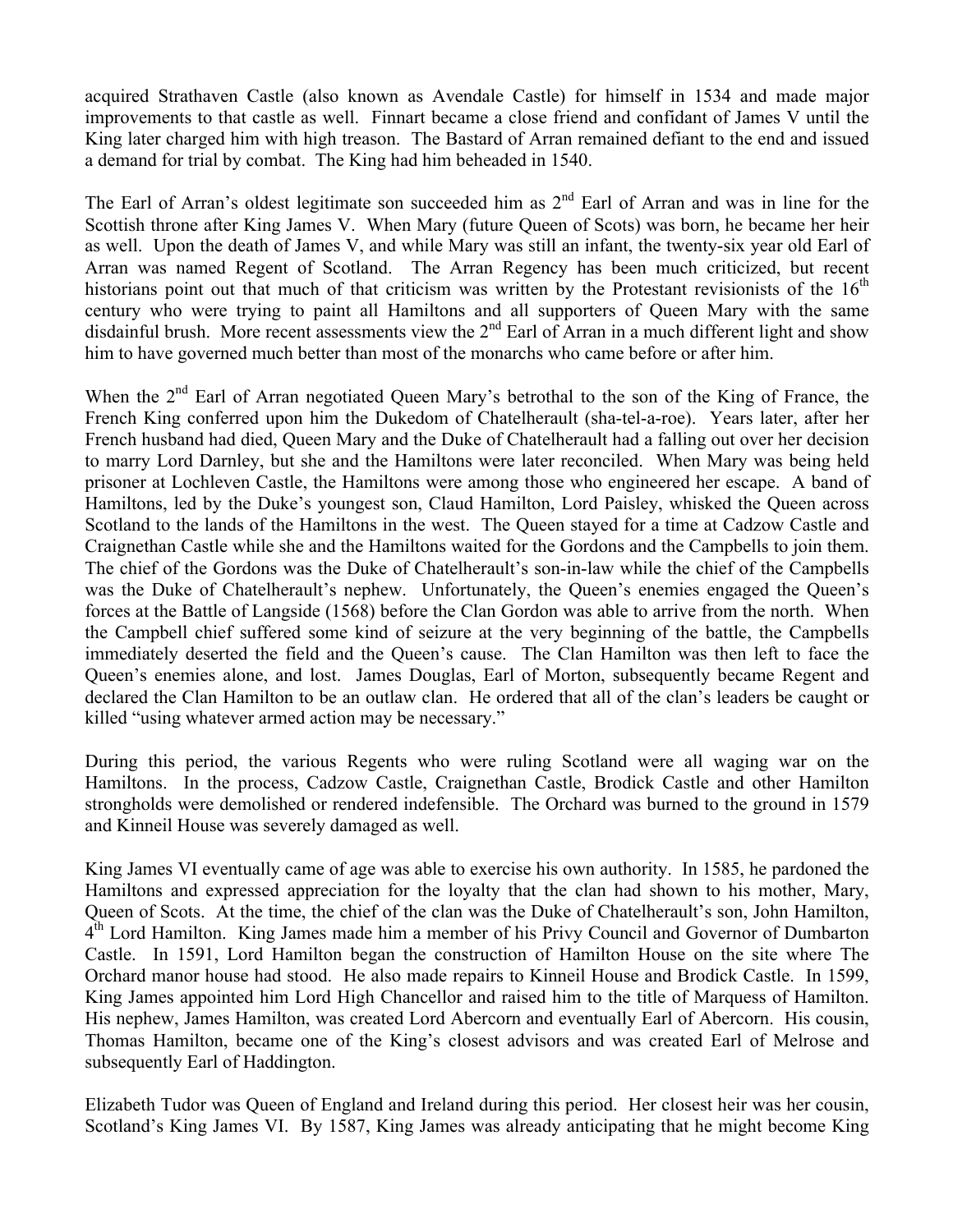acquired Strathaven Castle (also known as Avendale Castle) for himself in 1534 and made major improvements to that castle as well. Finnart became a close friend and confidant of James V until the King later charged him with high treason. The Bastard of Arran remained defiant to the end and issued a demand for trial by combat. The King had him beheaded in 1540.

The Earl of Arran's oldest legitimate son succeeded him as 2nd Earl of Arran and was in line for the Scottish throne after King James V. When Mary (future Queen of Scots) was born, he became her heir as well. Upon the death of James V, and while Mary was still an infant, the twenty-six year old Earl of Arran was named Regent of Scotland. The Arran Regency has been much criticized, but recent historians point out that much of that criticism was written by the Protestant revisionists of the 16th century who were trying to paint all Hamiltons and all supporters of Queen Mary with the same disdainful brush. More recent assessments view the 2nd Earl of Arran in a much different light and show him to have governed much better than most of the monarchs who came before or after him.

When the 2nd Earl of Arran negotiated Queen Mary's betrothal to the son of the King of France, the French King conferred upon him the Dukedom of Chatelherault (sha-tel-a-roe). Years later, after her French husband had died, Queen Mary and the Duke of Chatelherault had a falling out over her decision to marry Lord Darnley, but she and the Hamiltons were later reconciled. When Mary was being held prisoner at Lochleven Castle, the Hamiltons were among those who engineered her escape. A band of Hamiltons, led by the Duke's youngest son, Claud Hamilton, Lord Paisley, whisked the Queen across Scotland to the lands of the Hamiltons in the west. The Queen stayed for a time at Cadzow Castle and Craignethan Castle while she and the Hamiltons waited for the Gordons and the Campbells to join them. The chief of the Gordons was the Duke of Chatelherault's son-in-law while the chief of the Campbells was the Duke of Chatelherault's nephew. Unfortunately, the Queen's enemies engaged the Queen's forces at the Battle of Langside (1568) before the Clan Gordon was able to arrive from the north. When the Campbell chief suffered some kind of seizure at the very beginning of the battle, the Campbells immediately deserted the field and the Queen's cause. The Clan Hamilton was then left to face the Queen's enemies alone, and lost. James Douglas, Earl of Morton, subsequently became Regent and declared the Clan Hamilton to be an outlaw clan. He ordered that all of the clan's leaders be caught or killed "using whatever armed action may be necessary."

During this period, the various Regents who were ruling Scotland were all waging war on the Hamiltons. In the process, Cadzow Castle, Craignethan Castle, Brodick Castle and other Hamilton strongholds were demolished or rendered indefensible. The Orchard was burned to the ground in 1579 and Kinneil House was severely damaged as well.

King James VI eventually came of age was able to exercise his own authority. In 1585, he pardoned the Hamiltons and expressed appreciation for the loyalty that the clan had shown to his mother, Mary, Queen of Scots. At the time, the chief of the clan was the Duke of Chatelherault's son, John Hamilton, 4th Lord Hamilton. King James made him a member of his Privy Council and Governor of Dumbarton Castle. In 1591, Lord Hamilton began the construction of Hamilton House on the site where The Orchard manor house had stood. He also made repairs to Kinneil House and Brodick Castle. In 1599, King James appointed him Lord High Chancellor and raised him to the title of Marquess of Hamilton. His nephew, James Hamilton, was created Lord Abercorn and eventually Earl of Abercorn. His cousin, Thomas Hamilton, became one of the King's closest advisors and was created Earl of Melrose and subsequently Earl of Haddington.

Elizabeth Tudor was Queen of England and Ireland during this period. Her closest heir was her cousin, Scotland's King James VI. By 1587, King James was already anticipating that he might become King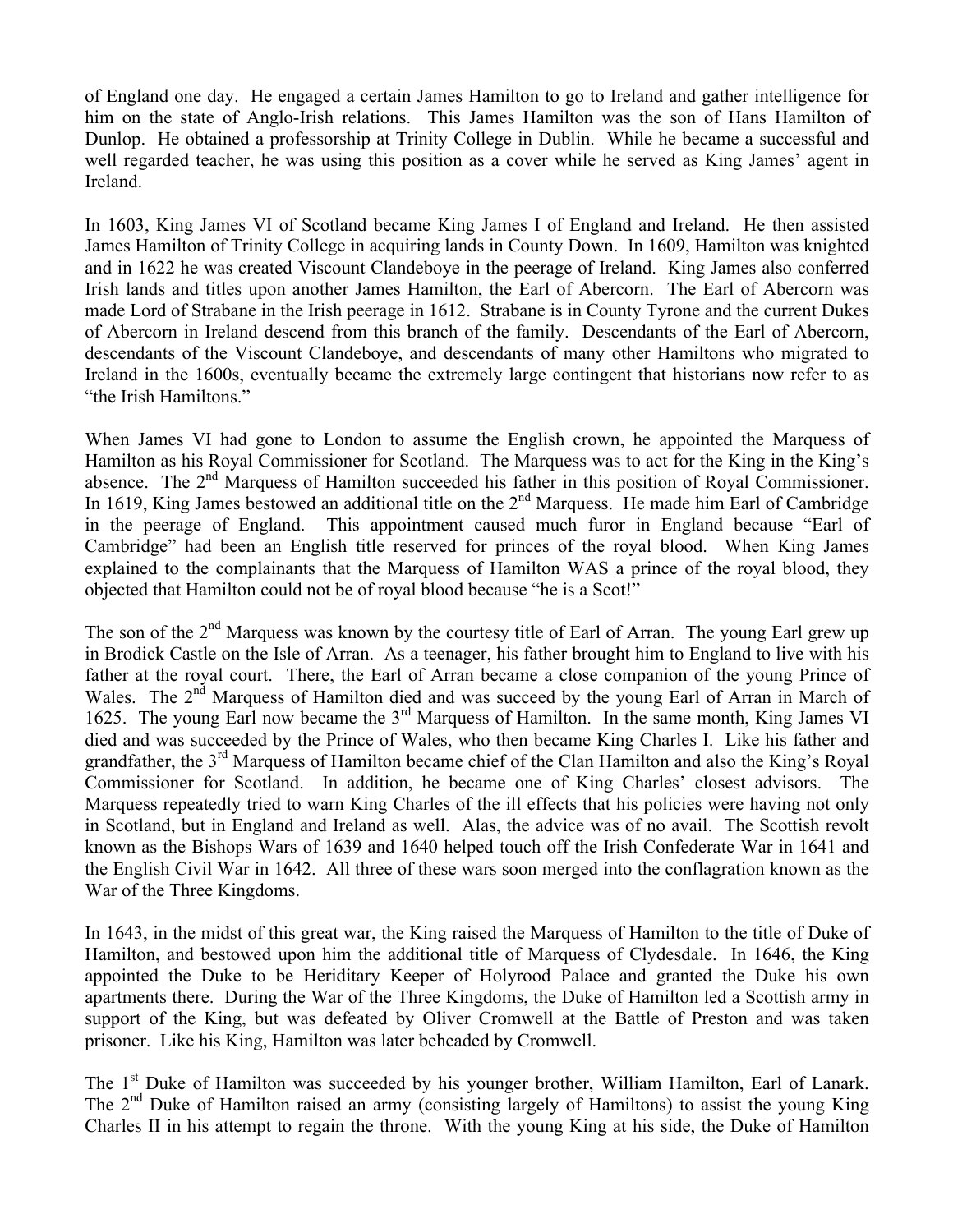of England one day. He engaged a certain James Hamilton to go to Ireland and gather intelligence for him on the state of Anglo-Irish relations. This James Hamilton was the son of Hans Hamilton of Dunlop. He obtained a professorship at Trinity College in Dublin. While he became a successful and well regarded teacher, he was using this position as a cover while he served as King James' agent in Ireland.

In 1603, King James VI of Scotland became King James I of England and Ireland. He then assisted James Hamilton of Trinity College in acquiring lands in County Down. In 1609, Hamilton was knighted and in 1622 he was created Viscount Clandeboye in the peerage of Ireland. King James also conferred Irish lands and titles upon another James Hamilton, the Earl of Abercorn. The Earl of Abercorn was made Lord of Strabane in the Irish peerage in 1612. Strabane is in County Tyrone and the current Dukes of Abercorn in Ireland descend from this branch of the family. Descendants of the Earl of Abercorn, descendants of the Viscount Clandeboye, and descendants of many other Hamiltons who migrated to Ireland in the 1600s, eventually became the extremely large contingent that historians now refer to as "the Irish Hamiltons."

When James VI had gone to London to assume the English crown, he appointed the Marquess of Hamilton as his Royal Commissioner for Scotland. The Marquess was to act for the King in the King's absence. The 2nd Marquess of Hamilton succeeded his father in this position of Royal Commissioner. In 1619, King James bestowed an additional title on the 2nd Marquess. He made him Earl of Cambridge in the peerage of England. This appointment caused much furor in England because "Earl of Cambridge" had been an English title reserved for princes of the royal blood. When King James explained to the complainants that the Marquess of Hamilton WAS a prince of the royal blood, they objected that Hamilton could not be of royal blood because "he is a Scot!"

The son of the 2nd Marquess was known by the courtesy title of Earl of Arran. The young Earl grew up in Brodick Castle on the Isle of Arran. As a teenager, his father brought him to England to live with his father at the royal court. There, the Earl of Arran became a close companion of the young Prince of Wales. The 2nd Marquess of Hamilton died and was succeed by the young Earl of Arran in March of 1625. The young Earl now became the 3rd Marquess of Hamilton. In the same month, King James VI died and was succeeded by the Prince of Wales, who then became King Charles I. Like his father and grandfather, the 3rd Marquess of Hamilton became chief of the Clan Hamilton and also the King's Royal Commissioner for Scotland. In addition, he became one of King Charles' closest advisors. The Marquess repeatedly tried to warn King Charles of the ill effects that his policies were having not only in Scotland, but in England and Ireland as well. Alas, the advice was of no avail. The Scottish revolt known as the Bishops Wars of 1639 and 1640 helped touch off the Irish Confederate War in 1641 and the English Civil War in 1642. All three of these wars soon merged into the conflagration known as the War of the Three Kingdoms.

In 1643, in the midst of this great war, the King raised the Marquess of Hamilton to the title of Duke of Hamilton, and bestowed upon him the additional title of Marquess of Clydesdale. In 1646, the King appointed the Duke to be Heriditary Keeper of Holyrood Palace and granted the Duke his own apartments there. During the War of the Three Kingdoms, the Duke of Hamilton led a Scottish army in support of the King, but was defeated by Oliver Cromwell at the Battle of Preston and was taken prisoner. Like his King, Hamilton was later beheaded by Cromwell.

The 1st Duke of Hamilton was succeeded by his younger brother, William Hamilton, Earl of Lanark. The 2nd Duke of Hamilton raised an army (consisting largely of Hamiltons) to assist the young King Charles II in his attempt to regain the throne. With the young King at his side, the Duke of Hamilton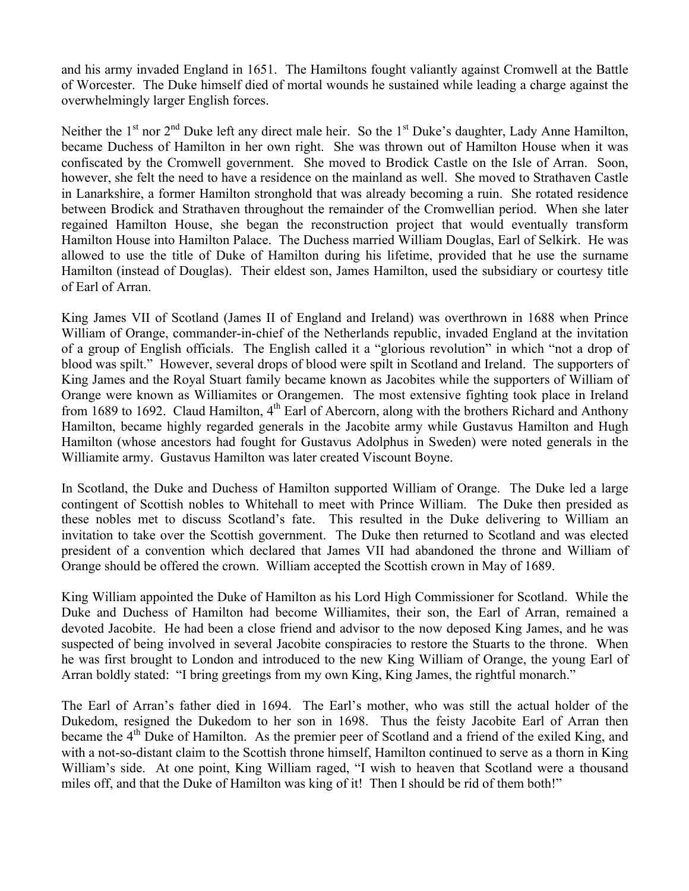and his army invaded England in 1651. The Hamiltons fought valiantly against Cromwell at the Battle of Worcester. The Duke himself died of mortal wounds he sustained while leading a charge against the overwhelmingly larger English forces.

Neither the 1st nor 2nd Duke left any direct male heir. So the 1st Duke's daughter, Lady Anne Hamilton, became Duchess of Hamilton in her own right. She was thrown out of Hamilton House when it was confiscated by the Cromwell government. She moved to Brodick Castle on the Isle of Arran. Soon, however, she felt the need to have a residence on the mainland as well. She moved to Strathaven Castle in Lanarkshire, a former Hamilton stronghold that was already becoming a ruin. She rotated residence between Brodick and Strathaven throughout the remainder of the Cromwellian period. When she later regained Hamilton House, she began the reconstruction project that would eventually transform Hamilton House into Hamilton Palace. The Duchess married William Douglas, Earl of Selkirk. He was allowed to use the title of Duke of Hamilton during his lifetime, provided that he use the surname Hamilton (instead of Douglas). Their eldest son, James Hamilton, used the subsidiary or courtesy title of Earl of Arran.

King James VII of Scotland (James II of England and Ireland) was overthrown in 1688 when Prince William of Orange, commander-in-chief of the Netherlands republic, invaded England at the invitation of a group of English officials. The English called it a "glorious revolution" in which "not a drop of blood was spilt." However, several drops of blood were spilt in Scotland and Ireland. The supporters of King James and the Royal Stuart family became known as Jacobites while the supporters of William of Orange were known as Williamites or Orangemen. The most extensive fighting took place in Ireland from 1689 to 1692. Claud Hamilton, 4th Earl of Abercorn, along with the brothers Richard and Anthony Hamilton, became highly regarded generals in the Jacobite army while Gustavus Hamilton and Hugh Hamilton (whose ancestors had fought for Gustavus Adolphus in Sweden) were noted generals in the Williamite army. Gustavus Hamilton was later created Viscount Boyne.

In Scotland, the Duke and Duchess of Hamilton supported William of Orange. The Duke led a large contingent of Scottish nobles to Whitehall to meet with Prince William. The Duke then presided as these nobles met to discuss Scotland's fate. This resulted in the Duke delivering to William an invitation to take over the Scottish government. The Duke then returned to Scotland and was elected president of a convention which declared that James VII had abandoned the throne and William of Orange should be offered the crown. William accepted the Scottish crown in May of 1689.

King William appointed the Duke of Hamilton as his Lord High Commissioner for Scotland. While the Duke and Duchess of Hamilton had become Williamites, their son, the Earl of Arran, remained a devoted Jacobite. He had been a close friend and advisor to the now deposed King James, and he was suspected of being involved in several Jacobite conspiracies to restore the Stuarts to the throne. When he was first brought to London and introduced to the new King William of Orange, the young Earl of Arran boldly stated: "I bring greetings from my own King, King James, the rightful monarch."

The Earl of Arran's father died in 1694. The Earl's mother, who was still the actual holder of the Dukedom, resigned the Dukedom to her son in 1698. Thus the feisty Jacobite Earl of Arran then became the 4th Duke of Hamilton. As the premier peer of Scotland and a friend of the exiled King, and with a not-so-distant claim to the Scottish throne himself, Hamilton continued to serve as a thorn in King William's side. At one point, King William raged, "I wish to heaven that Scotland were a thousand miles off, and that the Duke of Hamilton was king of it! Then I should be rid of them both!"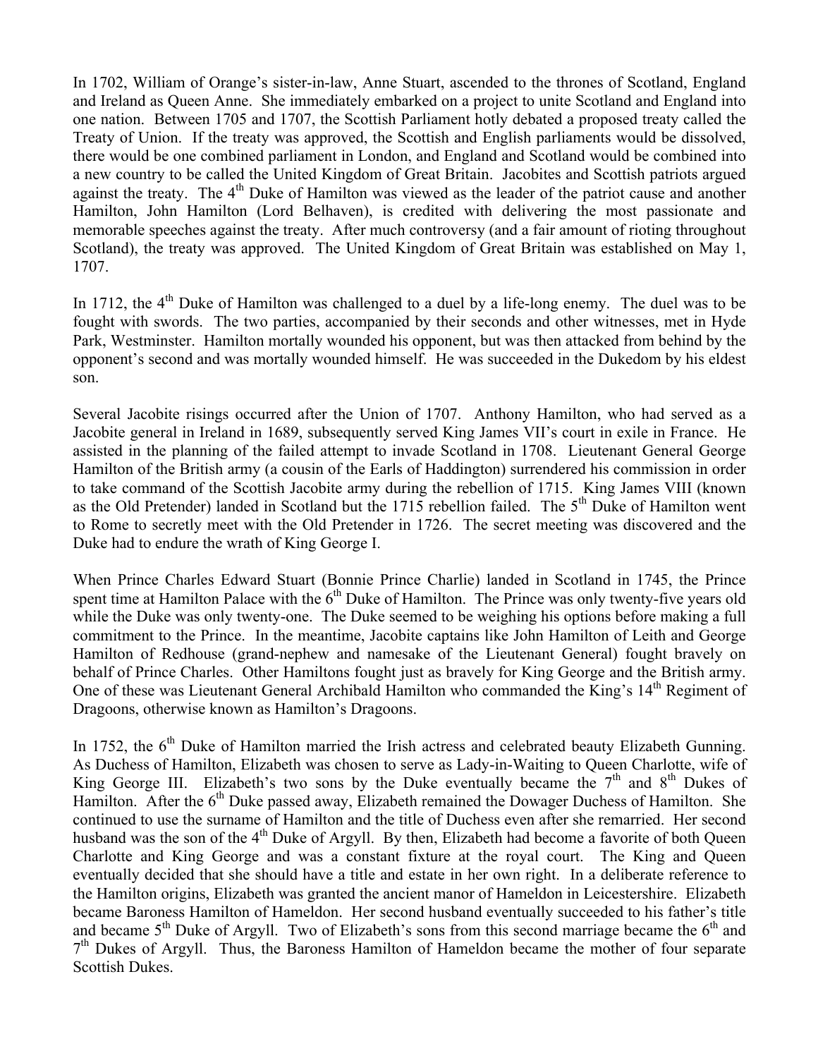In 1702, William of Orange's sister-in-law, Anne Stuart, ascended to the thrones of Scotland, England and Ireland as Queen Anne. She immediately embarked on a project to unite Scotland and England into one nation. Between 1705 and 1707, the Scottish Parliament hotly debated a proposed treaty called the Treaty of Union. If the treaty was approved, the Scottish and English parliaments would be dissolved, there would be one combined parliament in London, and England and Scotland would be combined into a new country to be called the United Kingdom of Great Britain. Jacobites and Scottish patriots argued against the treaty. The 4th Duke of Hamilton was viewed as the leader of the patriot cause and another Hamilton, John Hamilton (Lord Belhaven), is credited with delivering the most passionate and memorable speeches against the treaty. After much controversy (and a fair amount of rioting throughout Scotland), the treaty was approved. The United Kingdom of Great Britain was established on May 1, 1707.

In 1712, the 4th Duke of Hamilton was challenged to a duel by a life-long enemy. The duel was to be fought with swords. The two parties, accompanied by their seconds and other witnesses, met in Hyde Park, Westminster. Hamilton mortally wounded his opponent, but was then attacked from behind by the opponent's second and was mortally wounded himself. He was succeeded in the Dukedom by his eldest son.

Several Jacobite risings occurred after the Union of 1707. Anthony Hamilton, who had served as a Jacobite general in Ireland in 1689, subsequently served King James VII's court in exile in France. He assisted in the planning of the failed attempt to invade Scotland in 1708. Lieutenant General George Hamilton of the British army (a cousin of the Earls of Haddington) surrendered his commission in order to take command of the Scottish Jacobite army during the rebellion of 1715. King James VIII (known as the Old Pretender) landed in Scotland but the 1715 rebellion failed. The 5th Duke of Hamilton went to Rome to secretly meet with the Old Pretender in 1726. The secret meeting was discovered and the Duke had to endure the wrath of King George I.

When Prince Charles Edward Stuart (Bonnie Prince Charlie) landed in Scotland in 1745, the Prince spent time at Hamilton Palace with the 6th Duke of Hamilton. The Prince was only twenty-five years old while the Duke was only twenty-one. The Duke seemed to be weighing his options before making a full commitment to the Prince. In the meantime, Jacobite captains like John Hamilton of Leith and George Hamilton of Redhouse (grand-nephew and namesake of the Lieutenant General) fought bravely on behalf of Prince Charles. Other Hamiltons fought just as bravely for King George and the British army. One of these was Lieutenant General Archibald Hamilton who commanded the King's 14th Regiment of Dragoons, otherwise known as Hamilton's Dragoons.

In 1752, the 6th Duke of Hamilton married the Irish actress and celebrated beauty Elizabeth Gunning. As Duchess of Hamilton, Elizabeth was chosen to serve as Lady-in-Waiting to Queen Charlotte, wife of King George III. Elizabeth's two sons by the Duke eventually became the 7th and 8th Dukes of Hamilton. After the 6th Duke passed away, Elizabeth remained the Dowager Duchess of Hamilton. She continued to use the surname of Hamilton and the title of Duchess even after she remarried. Her second husband was the son of the 4th Duke of Argyll. By then, Elizabeth had become a favorite of both Queen Charlotte and King George and was a constant fixture at the royal court. The King and Queen eventually decided that she should have a title and estate in her own right. In a deliberate reference to the Hamilton origins, Elizabeth was granted the ancient manor of Hameldon in Leicestershire. Elizabeth became Baroness Hamilton of Hameldon. Her second husband eventually succeeded to his father's title and became 5th Duke of Argyll. Two of Elizabeth's sons from this second marriage became the 6th and 7th Dukes of Argyll. Thus, the Baroness Hamilton of Hameldon became the mother of four separate Scottish Dukes.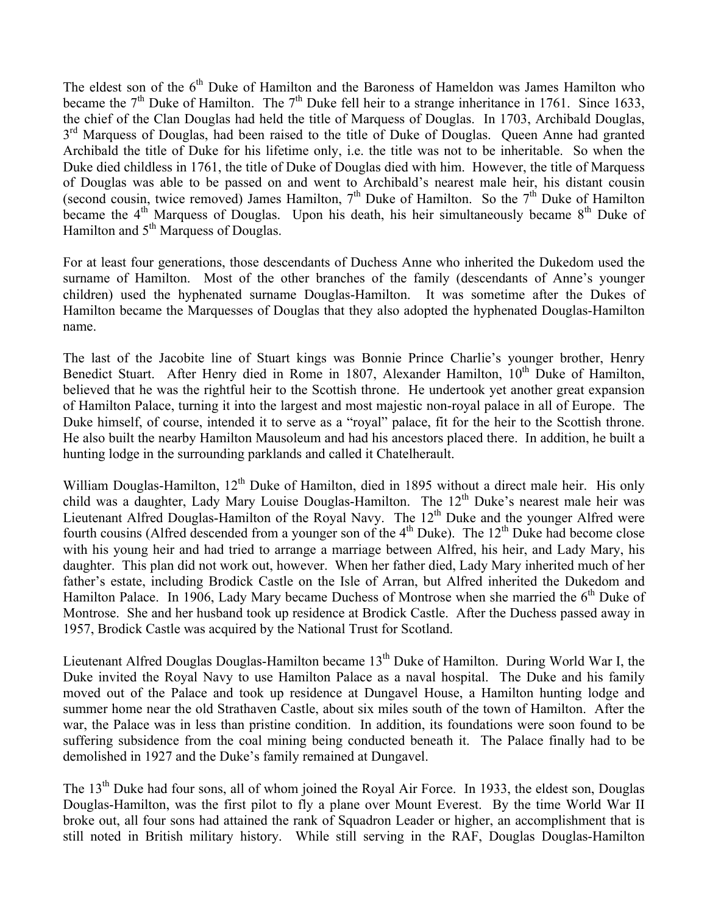The eldest son of the 6th Duke of Hamilton and the Baroness of Hameldon was James Hamilton who became the 7th Duke of Hamilton. The 7th Duke fell heir to a strange inheritance in 1761. Since 1633, the chief of the Clan Douglas had held the title of Marquess of Douglas. In 1703, Archibald Douglas, 3rd Marquess of Douglas, had been raised to the title of Duke of Douglas. Queen Anne had granted Archibald the title of Duke for his lifetime only, i.e. the title was not to be inheritable. So when the Duke died childless in 1761, the title of Duke of Douglas died with him. However, the title of Marquess of Douglas was able to be passed on and went to Archibald's nearest male heir, his distant cousin (second cousin, twice removed) James Hamilton, 7th Duke of Hamilton. So the 7th Duke of Hamilton became the 4th Marquess of Douglas. Upon his death, his heir simultaneously became 8th Duke of Hamilton and 5th Marquess of Douglas.

For at least four generations, those descendants of Duchess Anne who inherited the Dukedom used the surname of Hamilton. Most of the other branches of the family (descendants of Anne's younger children) used the hyphenated surname Douglas-Hamilton. It was sometime after the Dukes of Hamilton became the Marquesses of Douglas that they also adopted the hyphenated Douglas-Hamilton name.

The last of the Jacobite line of Stuart kings was Bonnie Prince Charlie's younger brother, Henry Benedict Stuart. After Henry died in Rome in 1807, Alexander Hamilton, 10th Duke of Hamilton, believed that he was the rightful heir to the Scottish throne. He undertook yet another great expansion of Hamilton Palace, turning it into the largest and most majestic non-royal palace in all of Europe. The Duke himself, of course, intended it to serve as a "royal" palace, fit for the heir to the Scottish throne. He also built the nearby Hamilton Mausoleum and had his ancestors placed there. In addition, he built a hunting lodge in the surrounding parklands and called it Chatelherault.

William Douglas-Hamilton, 12th Duke of Hamilton, died in 1895 without a direct male heir. His only child was a daughter, Lady Mary Louise Douglas-Hamilton. The 12th Duke's nearest male heir was Lieutenant Alfred Douglas-Hamilton of the Royal Navy. The 12th Duke and the younger Alfred were fourth cousins (Alfred descended from a younger son of the 4th Duke). The 12th Duke had become close with his young heir and had tried to arrange a marriage between Alfred, his heir, and Lady Mary, his daughter. This plan did not work out, however. When her father died, Lady Mary inherited much of her father's estate, including Brodick Castle on the Isle of Arran, but Alfred inherited the Dukedom and Hamilton Palace. In 1906, Lady Mary became Duchess of Montrose when she married the 6th Duke of Montrose. She and her husband took up residence at Brodick Castle. After the Duchess passed away in 1957, Brodick Castle was acquired by the National Trust for Scotland.

Lieutenant Alfred Douglas Douglas-Hamilton became 13th Duke of Hamilton. During World War I, the Duke invited the Royal Navy to use Hamilton Palace as a naval hospital. The Duke and his family moved out of the Palace and took up residence at Dungavel House, a Hamilton hunting lodge and summer home near the old Strathaven Castle, about six miles south of the town of Hamilton. After the war, the Palace was in less than pristine condition. In addition, its foundations were soon found to be suffering subsidence from the coal mining being conducted beneath it. The Palace finally had to be demolished in 1927 and the Duke's family remained at Dungavel.

The 13th Duke had four sons, all of whom joined the Royal Air Force. In 1933, the eldest son, Douglas Douglas-Hamilton, was the first pilot to fly a plane over Mount Everest. By the time World War II broke out, all four sons had attained the rank of Squadron Leader or higher, an accomplishment that is still noted in British military history. While still serving in the RAF, Douglas Douglas-Hamilton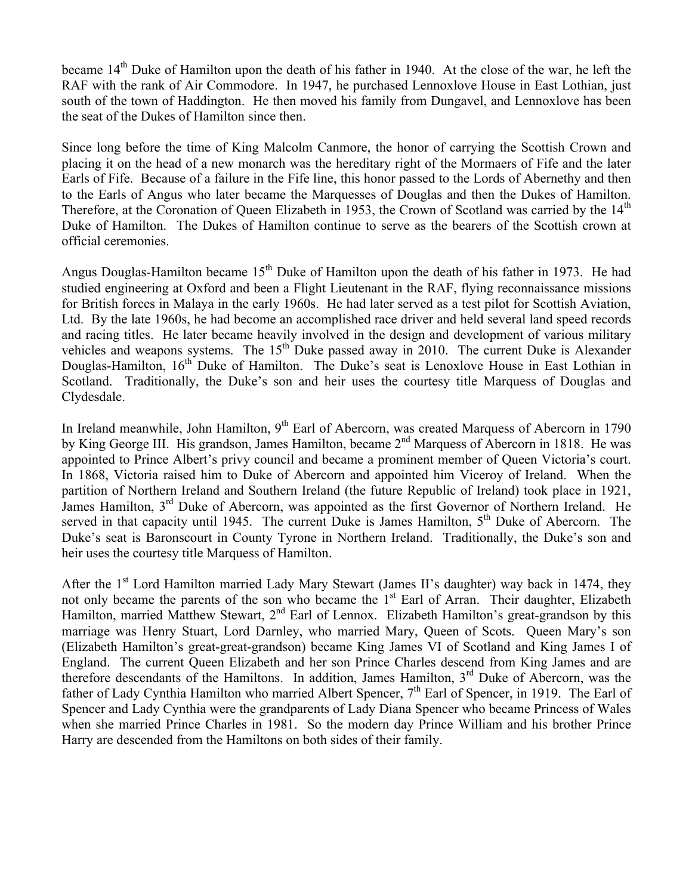became 14th Duke of Hamilton upon the death of his father in 1940. At the close of the war, he left the RAF with the rank of Air Commodore. In 1947, he purchased Lennoxlove House in East Lothian, just south of the town of Haddington. He then moved his family from Dungavel, and Lennoxlove has been the seat of the Dukes of Hamilton since then.

Since long before the time of King Malcolm Canmore, the honor of carrying the Scottish Crown and placing it on the head of a new monarch was the hereditary right of the Mormaers of Fife and the later Earls of Fife. Because of a failure in the Fife line, this honor passed to the Lords of Abernethy and then to the Earls of Angus who later became the Marquesses of Douglas and then the Dukes of Hamilton. Therefore, at the Coronation of Queen Elizabeth in 1953, the Crown of Scotland was carried by the 14th Duke of Hamilton. The Dukes of Hamilton continue to serve as the bearers of the Scottish crown at official ceremonies.

Angus Douglas-Hamilton became 15th Duke of Hamilton upon the death of his father in 1973. He had studied engineering at Oxford and been a Flight Lieutenant in the RAF, flying reconnaissance missions for British forces in Malaya in the early 1960s. He had later served as a test pilot for Scottish Aviation, Ltd. By the late 1960s, he had become an accomplished race driver and held several land speed records and racing titles. He later became heavily involved in the design and development of various military vehicles and weapons systems. The 15th Duke passed away in 2010. The current Duke is Alexander Douglas-Hamilton, 16th Duke of Hamilton. The Duke's seat is Lenoxlove House in East Lothian in Scotland. Traditionally, the Duke's son and heir uses the courtesy title Marquess of Douglas and Clydesdale.

In Ireland meanwhile, John Hamilton, 9th Earl of Abercorn, was created Marquess of Abercorn in 1790 by King George III. His grandson, James Hamilton, became 2nd Marquess of Abercorn in 1818. He was appointed to Prince Albert's privy council and became a prominent member of Queen Victoria's court. In 1868, Victoria raised him to Duke of Abercorn and appointed him Viceroy of Ireland. When the partition of Northern Ireland and Southern Ireland (the future Republic of Ireland) took place in 1921, James Hamilton, 3rd Duke of Abercorn, was appointed as the first Governor of Northern Ireland. He served in that capacity until 1945. The current Duke is James Hamilton, 5th Duke of Abercorn. The Duke's seat is Baronscourt in County Tyrone in Northern Ireland. Traditionally, the Duke's son and heir uses the courtesy title Marquess of Hamilton.

After the 1st Lord Hamilton married Lady Mary Stewart (James II's daughter) way back in 1474, they not only became the parents of the son who became the 1st Earl of Arran. Their daughter, Elizabeth Hamilton, married Matthew Stewart, 2nd Earl of Lennox. Elizabeth Hamilton's great-grandson by this marriage was Henry Stuart, Lord Darnley, who married Mary, Queen of Scots. Queen Mary's son (Elizabeth Hamilton's great-great-grandson) became King James VI of Scotland and King James I of England. The current Queen Elizabeth and her son Prince Charles descend from King James and are therefore descendants of the Hamiltons. In addition, James Hamilton, 3rd Duke of Abercorn, was the father of Lady Cynthia Hamilton who married Albert Spencer, 7th Earl of Spencer, in 1919. The Earl of Spencer and Lady Cynthia were the grandparents of Lady Diana Spencer who became Princess of Wales when she married Prince Charles in 1981. So the modern day Prince William and his brother Prince Harry are descended from the Hamiltons on both sides of their family.